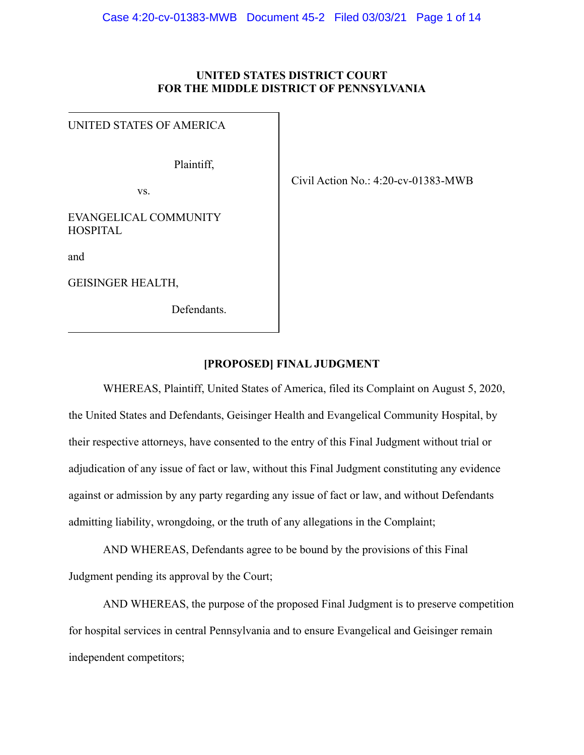**UNITED STATES DISTRICT COURT**
**FOR THE MIDDLE DISTRICT OF PENNSYLVANIA**

| | |
|---|---|
| UNITED STATES OF AMERICA<br><br>Plaintiff,<br><br>vs.<br><br>EVANGELICAL COMMUNITY HOSPITAL<br><br>and<br><br>GEISINGER HEALTH,<br><br>Defendants. | Civil Action No.: 4:20-cv-01383-MWB |

**[PROPOSED] FINAL JUDGMENT**

WHEREAS, Plaintiff, United States of America, filed its Complaint on August 5, 2020, the United States and Defendants, Geisinger Health and Evangelical Community Hospital, by their respective attorneys, have consented to the entry of this Final Judgment without trial or adjudication of any issue of fact or law, without this Final Judgment constituting any evidence against or admission by any party regarding any issue of fact or law, and without Defendants admitting liability, wrongdoing, or the truth of any allegations in the Complaint;

AND WHEREAS, Defendants agree to be bound by the provisions of this Final Judgment pending its approval by the Court;

AND WHEREAS, the purpose of the proposed Final Judgment is to preserve competition for hospital services in central Pennsylvania and to ensure Evangelical and Geisinger remain independent competitors;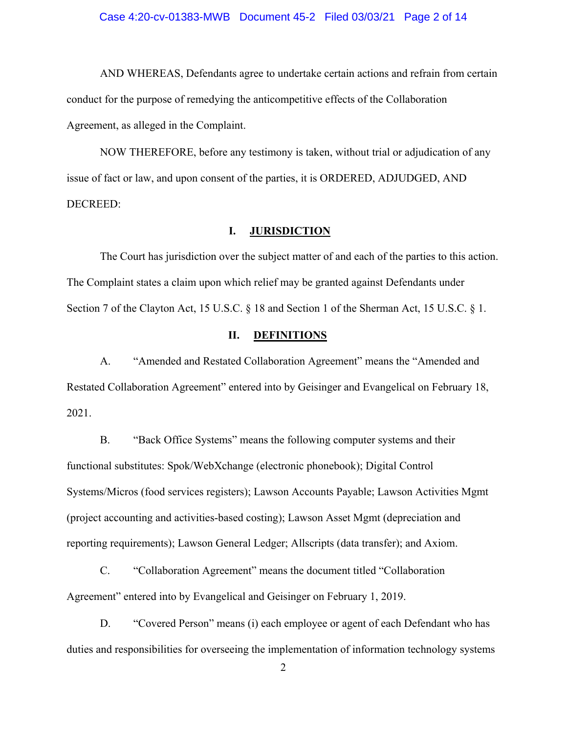AND WHEREAS, Defendants agree to undertake certain actions and refrain from certain conduct for the purpose of remedying the anticompetitive effects of the Collaboration Agreement, as alleged in the Complaint.

NOW THEREFORE, before any testimony is taken, without trial or adjudication of any issue of fact or law, and upon consent of the parties, it is ORDERED, ADJUDGED, AND DECREED:

## I. JURISDICTION

The Court has jurisdiction over the subject matter of and each of the parties to this action. The Complaint states a claim upon which relief may be granted against Defendants under Section 7 of the Clayton Act, 15 U.S.C. § 18 and Section 1 of the Sherman Act, 15 U.S.C. § 1.

## II. DEFINITIONS

A. "Amended and Restated Collaboration Agreement" means the "Amended and Restated Collaboration Agreement" entered into by Geisinger and Evangelical on February 18, 2021.

B. "Back Office Systems" means the following computer systems and their functional substitutes: Spok/WebXchange (electronic phonebook); Digital Control Systems/Micros (food services registers); Lawson Accounts Payable; Lawson Activities Mgmt (project accounting and activities-based costing); Lawson Asset Mgmt (depreciation and reporting requirements); Lawson General Ledger; Allscripts (data transfer); and Axiom.

C. "Collaboration Agreement" means the document titled "Collaboration Agreement" entered into by Evangelical and Geisinger on February 1, 2019.

D. "Covered Person" means (i) each employee or agent of each Defendant who has duties and responsibilities for overseeing the implementation of information technology systems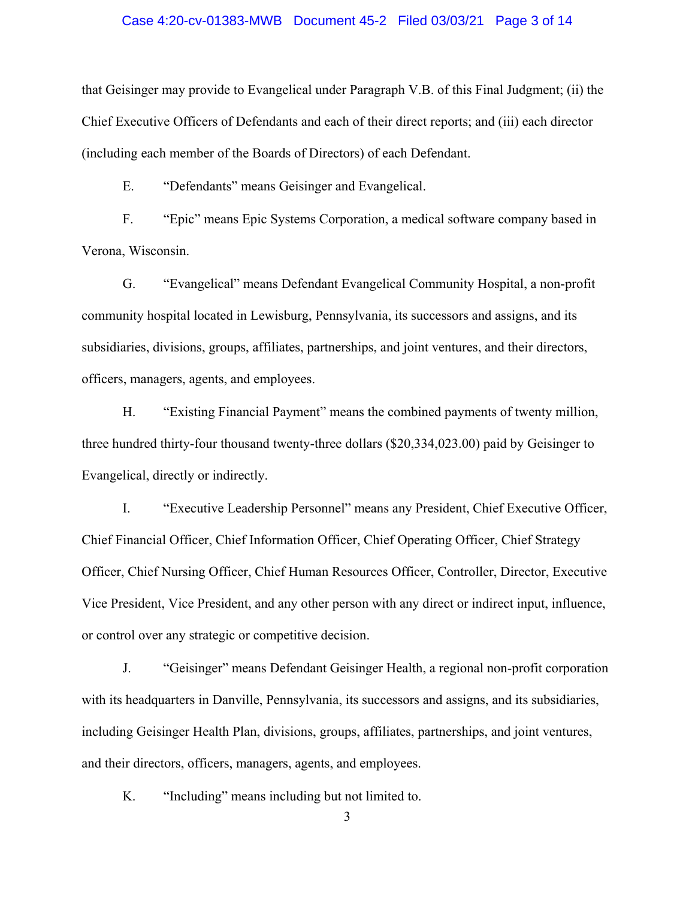that Geisinger may provide to Evangelical under Paragraph V.B. of this Final Judgment; (ii) the Chief Executive Officers of Defendants and each of their direct reports; and (iii) each director (including each member of the Boards of Directors) of each Defendant.

E. "Defendants" means Geisinger and Evangelical.

F. "Epic" means Epic Systems Corporation, a medical software company based in Verona, Wisconsin.

G. "Evangelical" means Defendant Evangelical Community Hospital, a non-profit community hospital located in Lewisburg, Pennsylvania, its successors and assigns, and its subsidiaries, divisions, groups, affiliates, partnerships, and joint ventures, and their directors, officers, managers, agents, and employees.

H. "Existing Financial Payment" means the combined payments of twenty million, three hundred thirty-four thousand twenty-three dollars ($20,334,023.00) paid by Geisinger to Evangelical, directly or indirectly.

I. "Executive Leadership Personnel" means any President, Chief Executive Officer, Chief Financial Officer, Chief Information Officer, Chief Operating Officer, Chief Strategy Officer, Chief Nursing Officer, Chief Human Resources Officer, Controller, Director, Executive Vice President, Vice President, and any other person with any direct or indirect input, influence, or control over any strategic or competitive decision.

J. "Geisinger" means Defendant Geisinger Health, a regional non-profit corporation with its headquarters in Danville, Pennsylvania, its successors and assigns, and its subsidiaries, including Geisinger Health Plan, divisions, groups, affiliates, partnerships, and joint ventures, and their directors, officers, managers, agents, and employees.

K. "Including" means including but not limited to.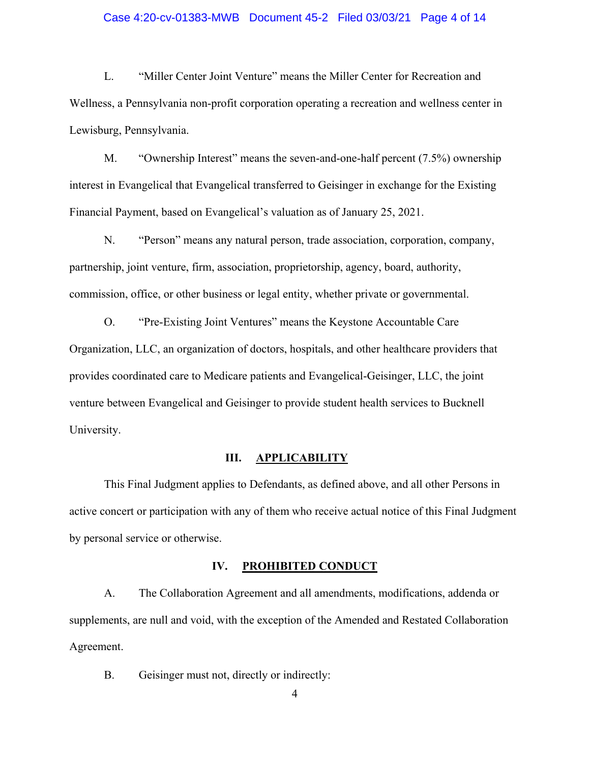L. "Miller Center Joint Venture" means the Miller Center for Recreation and Wellness, a Pennsylvania non-profit corporation operating a recreation and wellness center in Lewisburg, Pennsylvania.

M. "Ownership Interest" means the seven-and-one-half percent (7.5%) ownership interest in Evangelical that Evangelical transferred to Geisinger in exchange for the Existing Financial Payment, based on Evangelical's valuation as of January 25, 2021.

N. "Person" means any natural person, trade association, corporation, company, partnership, joint venture, firm, association, proprietorship, agency, board, authority, commission, office, or other business or legal entity, whether private or governmental.

O. "Pre-Existing Joint Ventures" means the Keystone Accountable Care Organization, LLC, an organization of doctors, hospitals, and other healthcare providers that provides coordinated care to Medicare patients and Evangelical-Geisinger, LLC, the joint venture between Evangelical and Geisinger to provide student health services to Bucknell University.

## III. APPLICABILITY

This Final Judgment applies to Defendants, as defined above, and all other Persons in active concert or participation with any of them who receive actual notice of this Final Judgment by personal service or otherwise.

## IV. PROHIBITED CONDUCT

A. The Collaboration Agreement and all amendments, modifications, addenda or supplements, are null and void, with the exception of the Amended and Restated Collaboration Agreement.

B. Geisinger must not, directly or indirectly: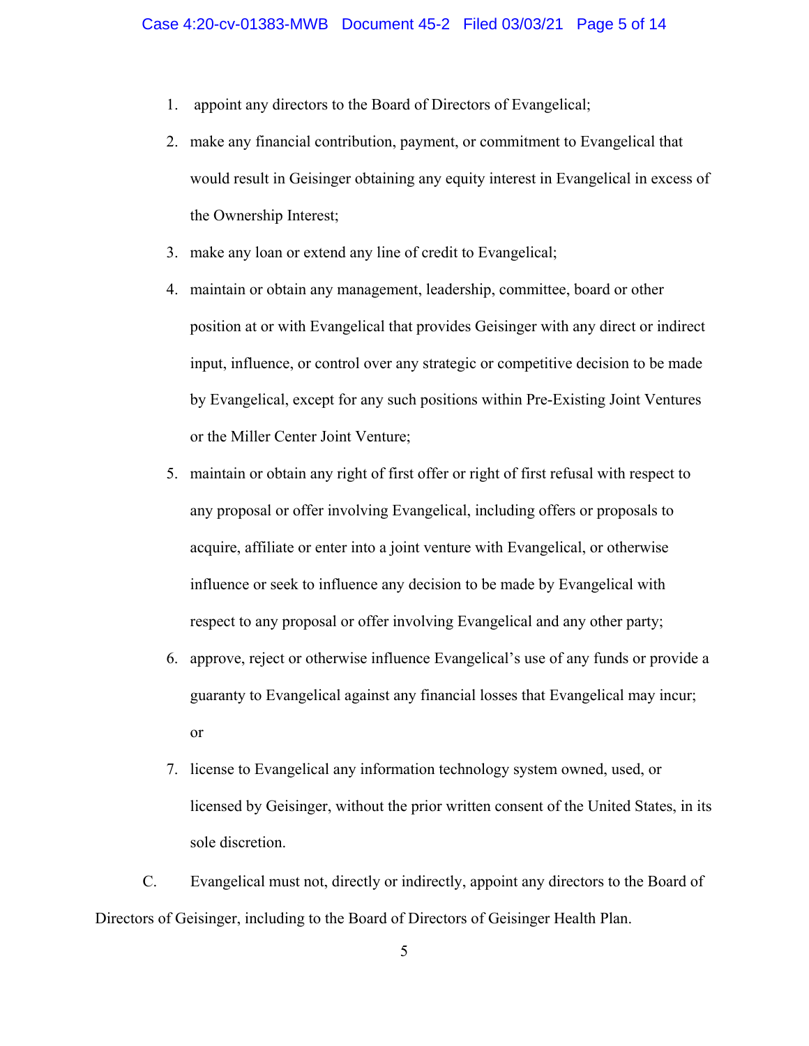1. appoint any directors to the Board of Directors of Evangelical;
2. make any financial contribution, payment, or commitment to Evangelical that would result in Geisinger obtaining any equity interest in Evangelical in excess of the Ownership Interest;
3. make any loan or extend any line of credit to Evangelical;
4. maintain or obtain any management, leadership, committee, board or other position at or with Evangelical that provides Geisinger with any direct or indirect input, influence, or control over any strategic or competitive decision to be made by Evangelical, except for any such positions within Pre-Existing Joint Ventures or the Miller Center Joint Venture;
5. maintain or obtain any right of first offer or right of first refusal with respect to any proposal or offer involving Evangelical, including offers or proposals to acquire, affiliate or enter into a joint venture with Evangelical, or otherwise influence or seek to influence any decision to be made by Evangelical with respect to any proposal or offer involving Evangelical and any other party;
6. approve, reject or otherwise influence Evangelical's use of any funds or provide a guaranty to Evangelical against any financial losses that Evangelical may incur; or
7. license to Evangelical any information technology system owned, used, or licensed by Geisinger, without the prior written consent of the United States, in its sole discretion.

C. Evangelical must not, directly or indirectly, appoint any directors to the Board of Directors of Geisinger, including to the Board of Directors of Geisinger Health Plan.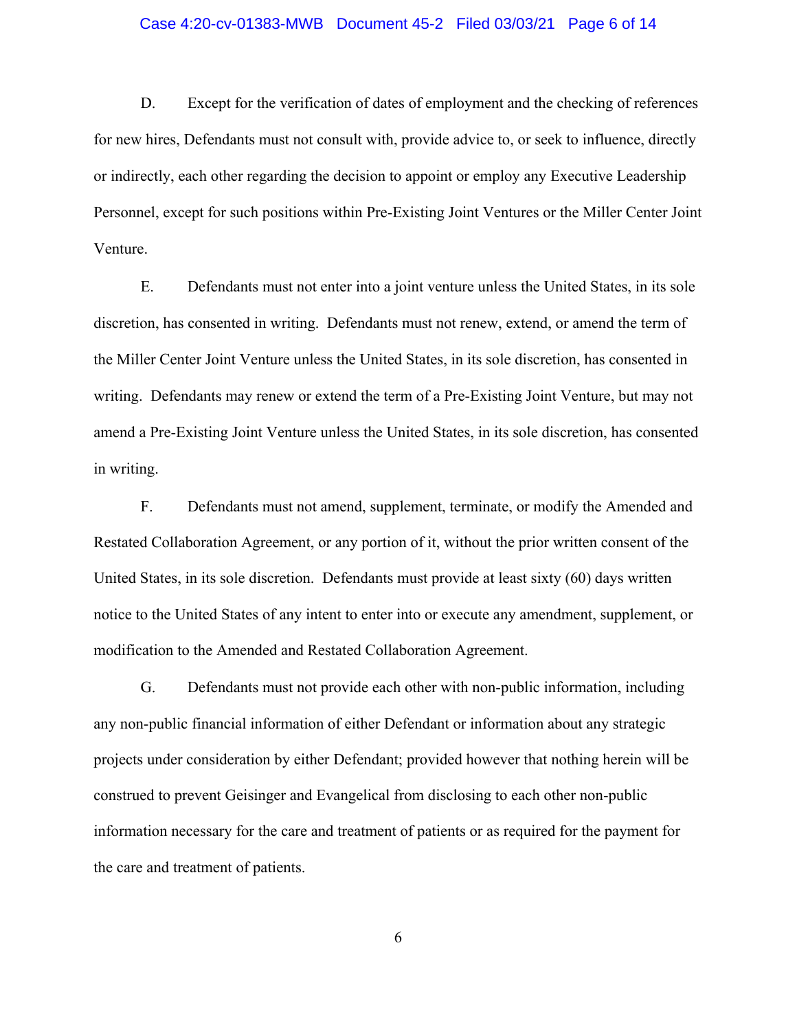D. Except for the verification of dates of employment and the checking of references for new hires, Defendants must not consult with, provide advice to, or seek to influence, directly or indirectly, each other regarding the decision to appoint or employ any Executive Leadership Personnel, except for such positions within Pre-Existing Joint Ventures or the Miller Center Joint Venture.

E. Defendants must not enter into a joint venture unless the United States, in its sole discretion, has consented in writing. Defendants must not renew, extend, or amend the term of the Miller Center Joint Venture unless the United States, in its sole discretion, has consented in writing. Defendants may renew or extend the term of a Pre-Existing Joint Venture, but may not amend a Pre-Existing Joint Venture unless the United States, in its sole discretion, has consented in writing.

F. Defendants must not amend, supplement, terminate, or modify the Amended and Restated Collaboration Agreement, or any portion of it, without the prior written consent of the United States, in its sole discretion. Defendants must provide at least sixty (60) days written notice to the United States of any intent to enter into or execute any amendment, supplement, or modification to the Amended and Restated Collaboration Agreement.

G. Defendants must not provide each other with non-public information, including any non-public financial information of either Defendant or information about any strategic projects under consideration by either Defendant; provided however that nothing herein will be construed to prevent Geisinger and Evangelical from disclosing to each other non-public information necessary for the care and treatment of patients or as required for the payment for the care and treatment of patients.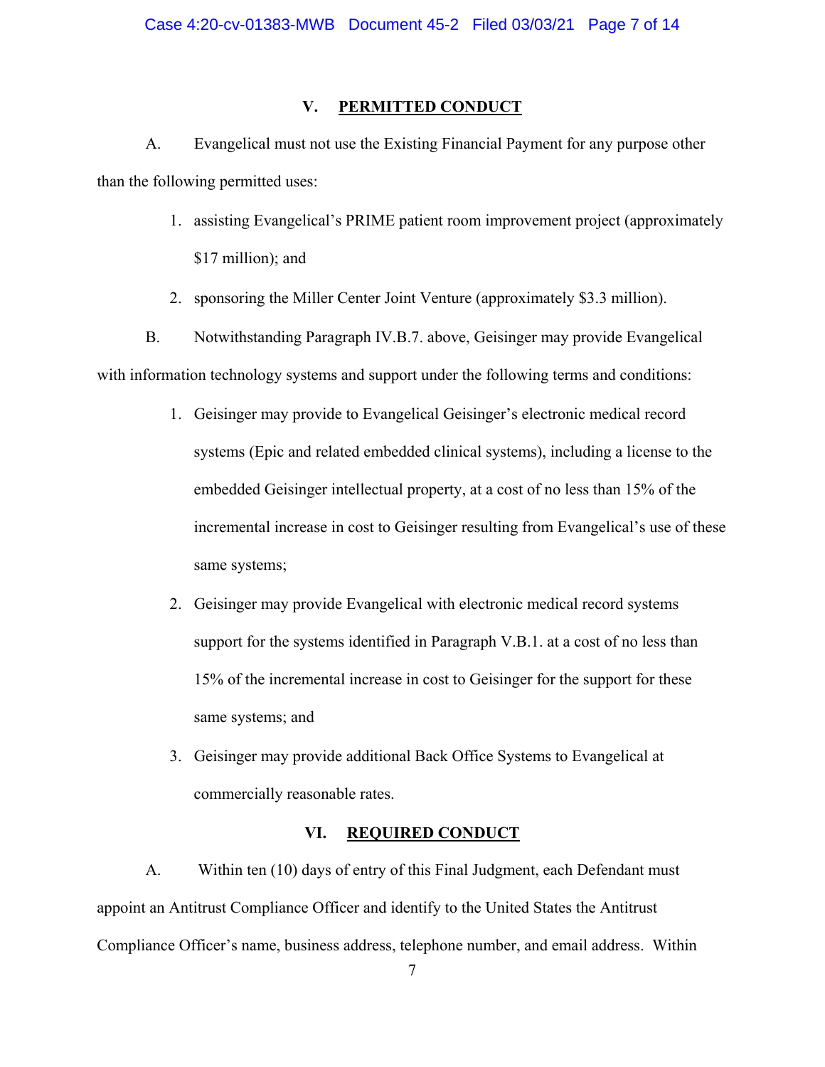## V. PERMITTED CONDUCT

A. Evangelical must not use the Existing Financial Payment for any purpose other than the following permitted uses:

1. assisting Evangelical's PRIME patient room improvement project (approximately $17 million); and
2. sponsoring the Miller Center Joint Venture (approximately $3.3 million).

B. Notwithstanding Paragraph IV.B.7. above, Geisinger may provide Evangelical with information technology systems and support under the following terms and conditions:

1. Geisinger may provide to Evangelical Geisinger's electronic medical record systems (Epic and related embedded clinical systems), including a license to the embedded Geisinger intellectual property, at a cost of no less than 15% of the incremental increase in cost to Geisinger resulting from Evangelical's use of these same systems;
2. Geisinger may provide Evangelical with electronic medical record systems support for the systems identified in Paragraph V.B.1. at a cost of no less than 15% of the incremental increase in cost to Geisinger for the support for these same systems; and
3. Geisinger may provide additional Back Office Systems to Evangelical at commercially reasonable rates.

## VI. REQUIRED CONDUCT

A. Within ten (10) days of entry of this Final Judgment, each Defendant must appoint an Antitrust Compliance Officer and identify to the United States the Antitrust Compliance Officer's name, business address, telephone number, and email address. Within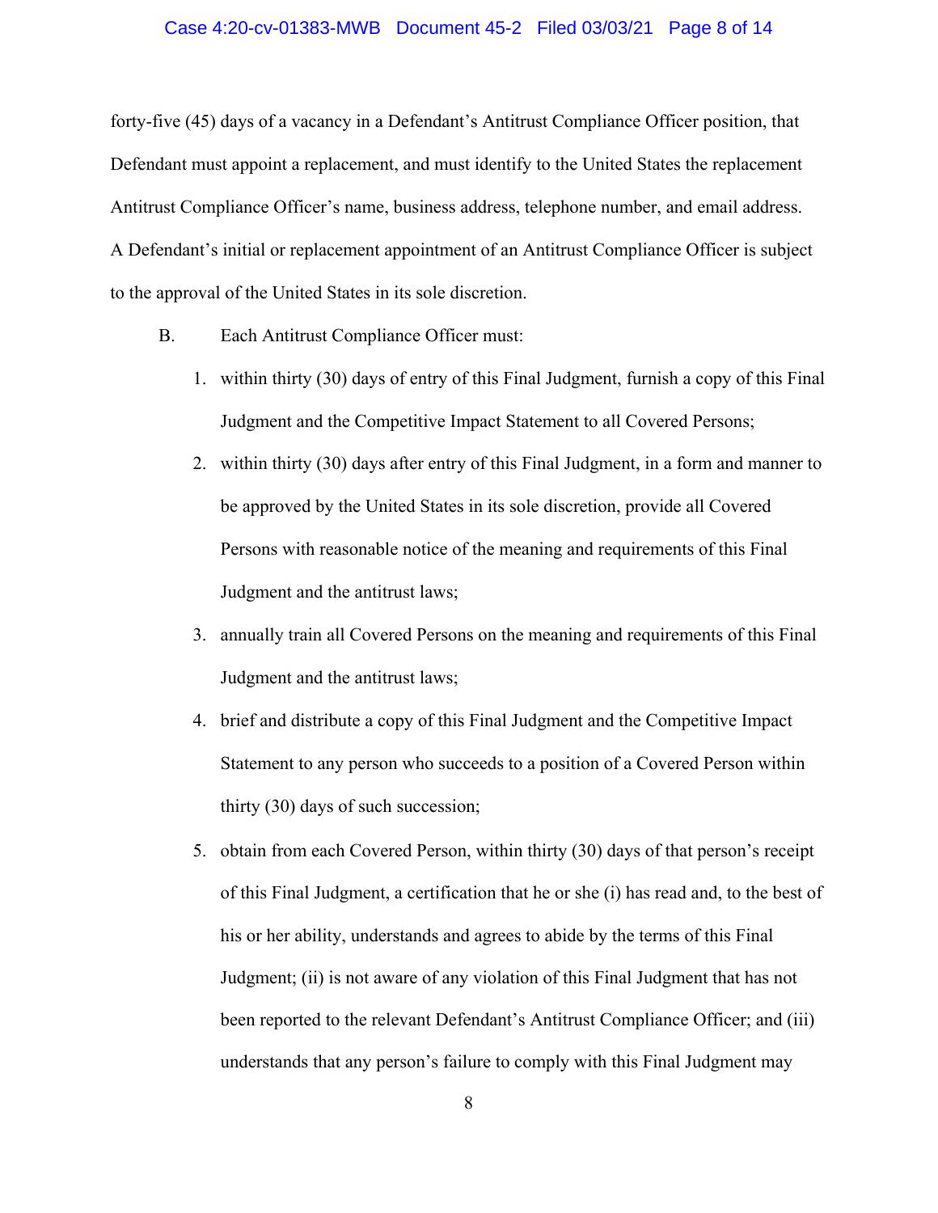forty-five (45) days of a vacancy in a Defendant's Antitrust Compliance Officer position, that Defendant must appoint a replacement, and must identify to the United States the replacement Antitrust Compliance Officer's name, business address, telephone number, and email address. A Defendant's initial or replacement appointment of an Antitrust Compliance Officer is subject to the approval of the United States in its sole discretion.

B. Each Antitrust Compliance Officer must:

1. within thirty (30) days of entry of this Final Judgment, furnish a copy of this Final Judgment and the Competitive Impact Statement to all Covered Persons;
2. within thirty (30) days after entry of this Final Judgment, in a form and manner to be approved by the United States in its sole discretion, provide all Covered Persons with reasonable notice of the meaning and requirements of this Final Judgment and the antitrust laws;
3. annually train all Covered Persons on the meaning and requirements of this Final Judgment and the antitrust laws;
4. brief and distribute a copy of this Final Judgment and the Competitive Impact Statement to any person who succeeds to a position of a Covered Person within thirty (30) days of such succession;
5. obtain from each Covered Person, within thirty (30) days of that person's receipt of this Final Judgment, a certification that he or she (i) has read and, to the best of his or her ability, understands and agrees to abide by the terms of this Final Judgment; (ii) is not aware of any violation of this Final Judgment that has not been reported to the relevant Defendant's Antitrust Compliance Officer; and (iii) understands that any person's failure to comply with this Final Judgment may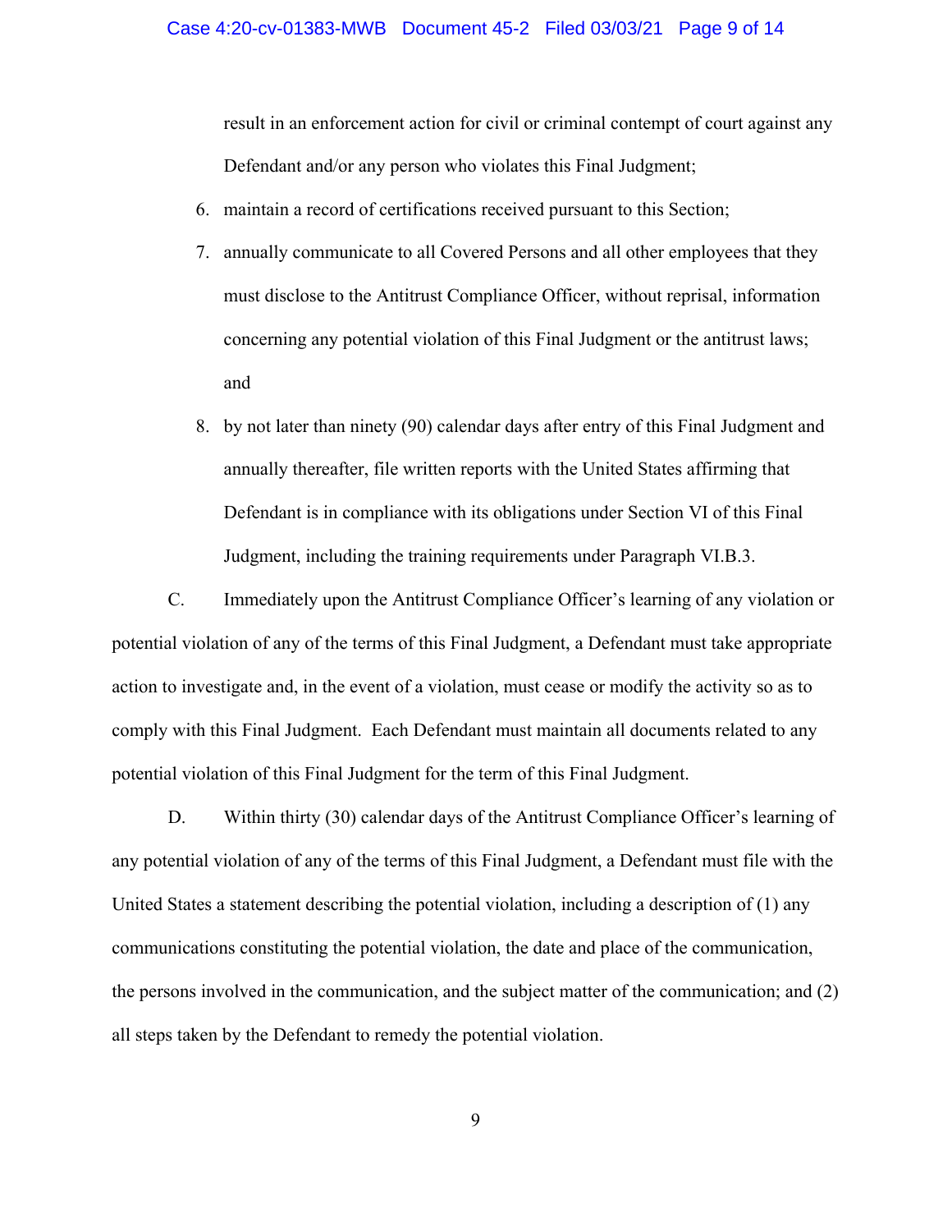result in an enforcement action for civil or criminal contempt of court against any Defendant and/or any person who violates this Final Judgment;

6. maintain a record of certifications received pursuant to this Section;
7. annually communicate to all Covered Persons and all other employees that they must disclose to the Antitrust Compliance Officer, without reprisal, information concerning any potential violation of this Final Judgment or the antitrust laws; and
8. by not later than ninety (90) calendar days after entry of this Final Judgment and annually thereafter, file written reports with the United States affirming that Defendant is in compliance with its obligations under Section VI of this Final Judgment, including the training requirements under Paragraph VI.B.3.

C. Immediately upon the Antitrust Compliance Officer's learning of any violation or potential violation of any of the terms of this Final Judgment, a Defendant must take appropriate action to investigate and, in the event of a violation, must cease or modify the activity so as to comply with this Final Judgment. Each Defendant must maintain all documents related to any potential violation of this Final Judgment for the term of this Final Judgment.

D. Within thirty (30) calendar days of the Antitrust Compliance Officer's learning of any potential violation of any of the terms of this Final Judgment, a Defendant must file with the United States a statement describing the potential violation, including a description of (1) any communications constituting the potential violation, the date and place of the communication, the persons involved in the communication, and the subject matter of the communication; and (2) all steps taken by the Defendant to remedy the potential violation.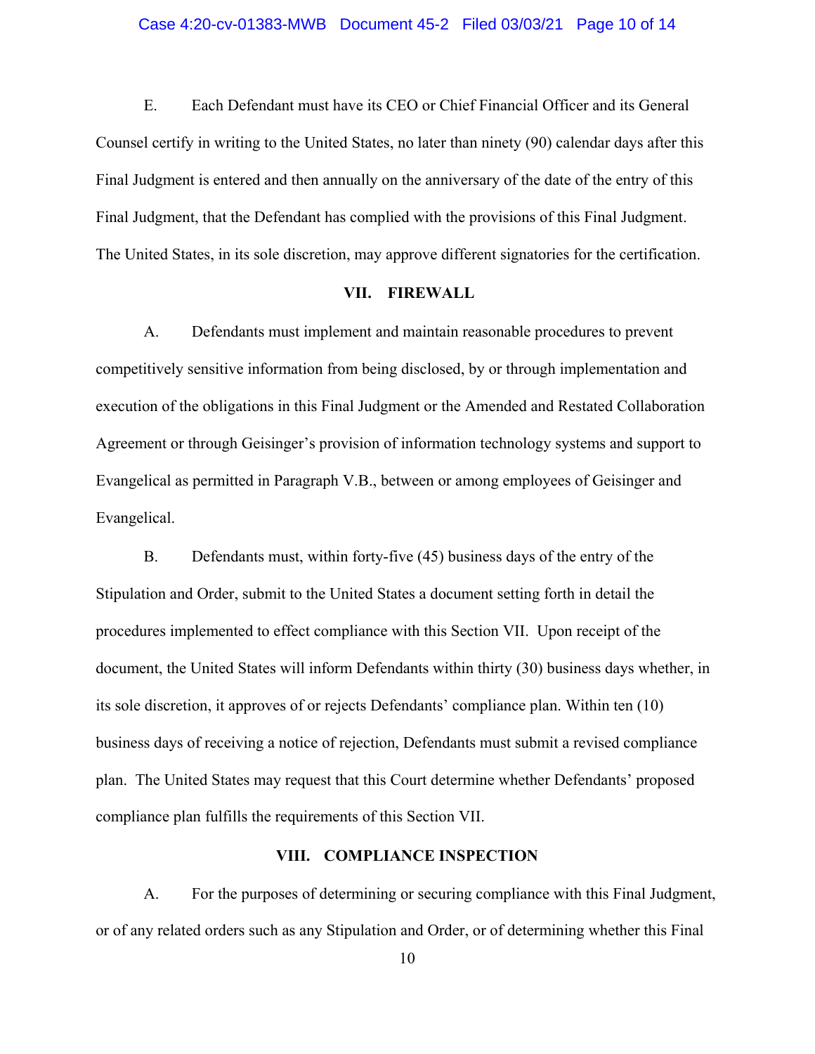E. Each Defendant must have its CEO or Chief Financial Officer and its General Counsel certify in writing to the United States, no later than ninety (90) calendar days after this Final Judgment is entered and then annually on the anniversary of the date of the entry of this Final Judgment, that the Defendant has complied with the provisions of this Final Judgment. The United States, in its sole discretion, may approve different signatories for the certification.

## VII. FIREWALL

A. Defendants must implement and maintain reasonable procedures to prevent competitively sensitive information from being disclosed, by or through implementation and execution of the obligations in this Final Judgment or the Amended and Restated Collaboration Agreement or through Geisinger's provision of information technology systems and support to Evangelical as permitted in Paragraph V.B., between or among employees of Geisinger and Evangelical.

B. Defendants must, within forty-five (45) business days of the entry of the Stipulation and Order, submit to the United States a document setting forth in detail the procedures implemented to effect compliance with this Section VII. Upon receipt of the document, the United States will inform Defendants within thirty (30) business days whether, in its sole discretion, it approves of or rejects Defendants' compliance plan. Within ten (10) business days of receiving a notice of rejection, Defendants must submit a revised compliance plan. The United States may request that this Court determine whether Defendants' proposed compliance plan fulfills the requirements of this Section VII.

## VIII. COMPLIANCE INSPECTION

A. For the purposes of determining or securing compliance with this Final Judgment, or of any related orders such as any Stipulation and Order, or of determining whether this Final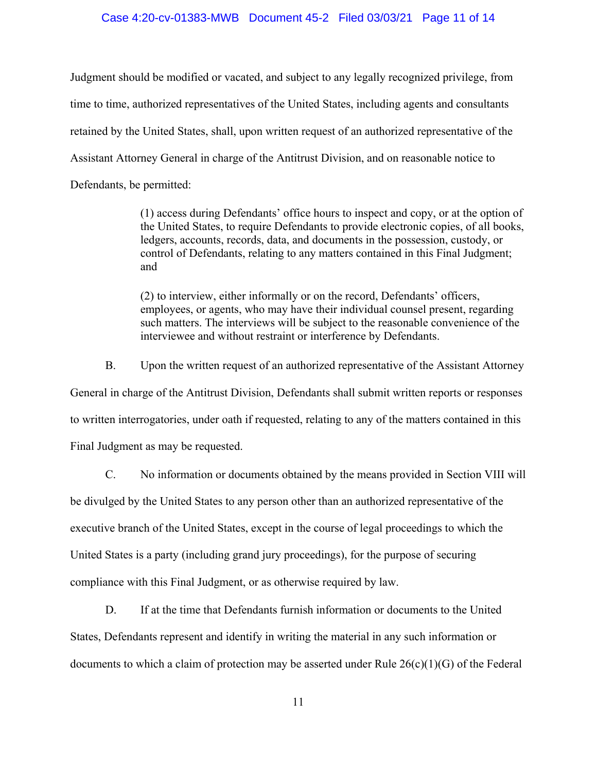Judgment should be modified or vacated, and subject to any legally recognized privilege, from time to time, authorized representatives of the United States, including agents and consultants retained by the United States, shall, upon written request of an authorized representative of the Assistant Attorney General in charge of the Antitrust Division, and on reasonable notice to Defendants, be permitted:

> (1) access during Defendants' office hours to inspect and copy, or at the option of the United States, to require Defendants to provide electronic copies, of all books, ledgers, accounts, records, data, and documents in the possession, custody, or control of Defendants, relating to any matters contained in this Final Judgment; and
>
> (2) to interview, either informally or on the record, Defendants' officers, employees, or agents, who may have their individual counsel present, regarding such matters. The interviews will be subject to the reasonable convenience of the interviewee and without restraint or interference by Defendants.

B. Upon the written request of an authorized representative of the Assistant Attorney General in charge of the Antitrust Division, Defendants shall submit written reports or responses to written interrogatories, under oath if requested, relating to any of the matters contained in this Final Judgment as may be requested.

C. No information or documents obtained by the means provided in Section VIII will be divulged by the United States to any person other than an authorized representative of the executive branch of the United States, except in the course of legal proceedings to which the United States is a party (including grand jury proceedings), for the purpose of securing compliance with this Final Judgment, or as otherwise required by law.

D. If at the time that Defendants furnish information or documents to the United States, Defendants represent and identify in writing the material in any such information or documents to which a claim of protection may be asserted under Rule 26(c)(1)(G) of the Federal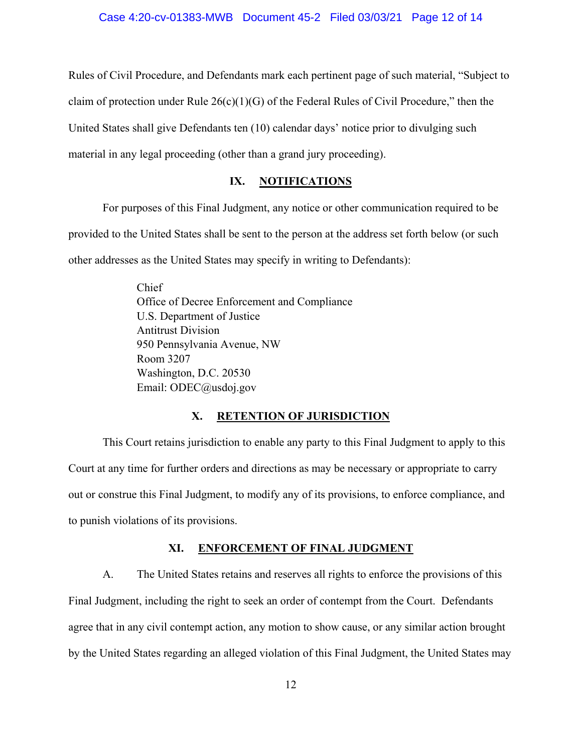Rules of Civil Procedure, and Defendants mark each pertinent page of such material, "Subject to claim of protection under Rule 26(c)(1)(G) of the Federal Rules of Civil Procedure," then the United States shall give Defendants ten (10) calendar days' notice prior to divulging such material in any legal proceeding (other than a grand jury proceeding).

## IX. NOTIFICATIONS

For purposes of this Final Judgment, any notice or other communication required to be provided to the United States shall be sent to the person at the address set forth below (or such other addresses as the United States may specify in writing to Defendants):

> Chief
> Office of Decree Enforcement and Compliance
> U.S. Department of Justice
> Antitrust Division
> 950 Pennsylvania Avenue, NW
> Room 3207
> Washington, D.C. 20530
> Email: ODEC@usdoj.gov

## X. RETENTION OF JURISDICTION

This Court retains jurisdiction to enable any party to this Final Judgment to apply to this Court at any time for further orders and directions as may be necessary or appropriate to carry out or construe this Final Judgment, to modify any of its provisions, to enforce compliance, and to punish violations of its provisions.

## XI. ENFORCEMENT OF FINAL JUDGMENT

A. The United States retains and reserves all rights to enforce the provisions of this Final Judgment, including the right to seek an order of contempt from the Court. Defendants agree that in any civil contempt action, any motion to show cause, or any similar action brought by the United States regarding an alleged violation of this Final Judgment, the United States may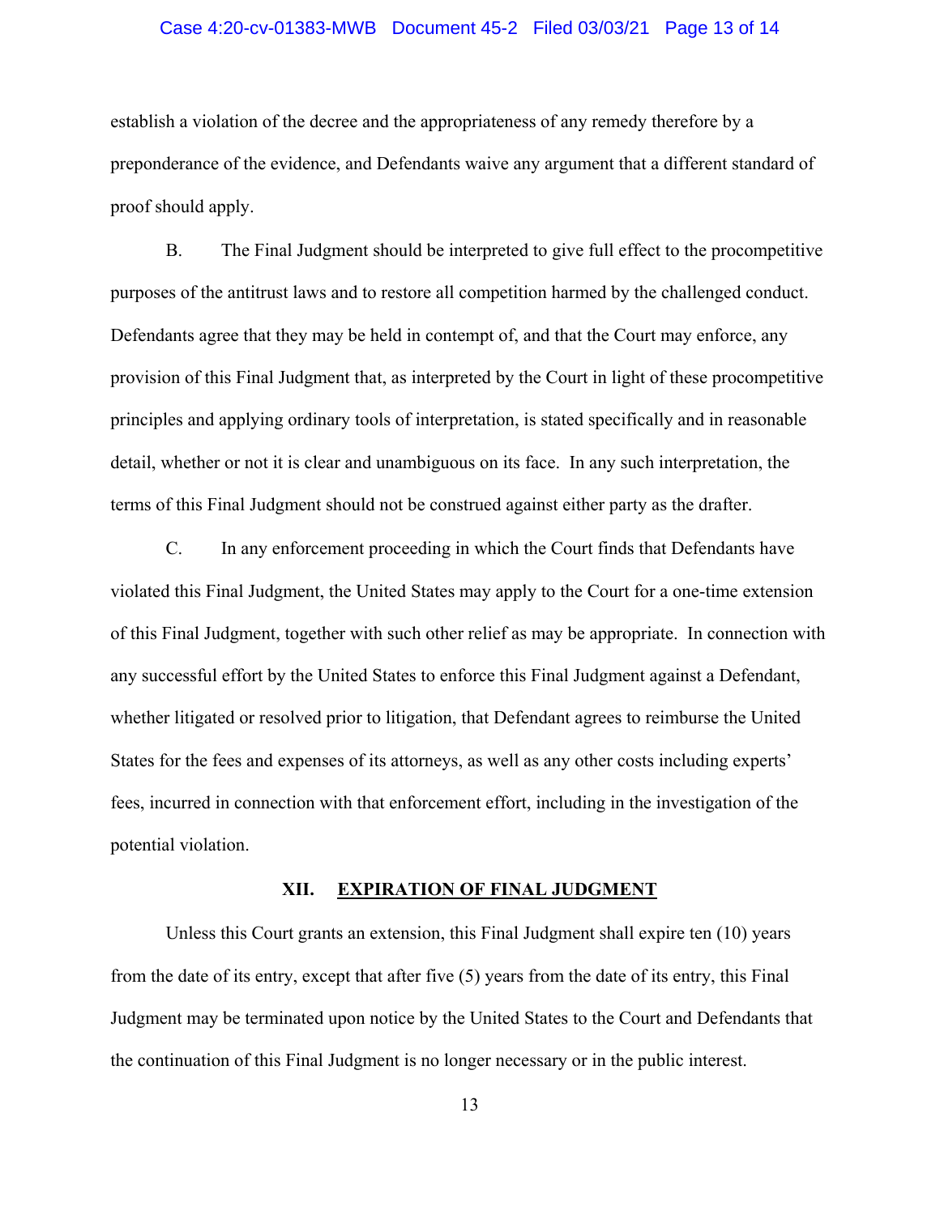establish a violation of the decree and the appropriateness of any remedy therefore by a preponderance of the evidence, and Defendants waive any argument that a different standard of proof should apply.

B. The Final Judgment should be interpreted to give full effect to the procompetitive purposes of the antitrust laws and to restore all competition harmed by the challenged conduct. Defendants agree that they may be held in contempt of, and that the Court may enforce, any provision of this Final Judgment that, as interpreted by the Court in light of these procompetitive principles and applying ordinary tools of interpretation, is stated specifically and in reasonable detail, whether or not it is clear and unambiguous on its face. In any such interpretation, the terms of this Final Judgment should not be construed against either party as the drafter.

C. In any enforcement proceeding in which the Court finds that Defendants have violated this Final Judgment, the United States may apply to the Court for a one-time extension of this Final Judgment, together with such other relief as may be appropriate. In connection with any successful effort by the United States to enforce this Final Judgment against a Defendant, whether litigated or resolved prior to litigation, that Defendant agrees to reimburse the United States for the fees and expenses of its attorneys, as well as any other costs including experts' fees, incurred in connection with that enforcement effort, including in the investigation of the potential violation.

## XII. EXPIRATION OF FINAL JUDGMENT

Unless this Court grants an extension, this Final Judgment shall expire ten (10) years from the date of its entry, except that after five (5) years from the date of its entry, this Final Judgment may be terminated upon notice by the United States to the Court and Defendants that the continuation of this Final Judgment is no longer necessary or in the public interest.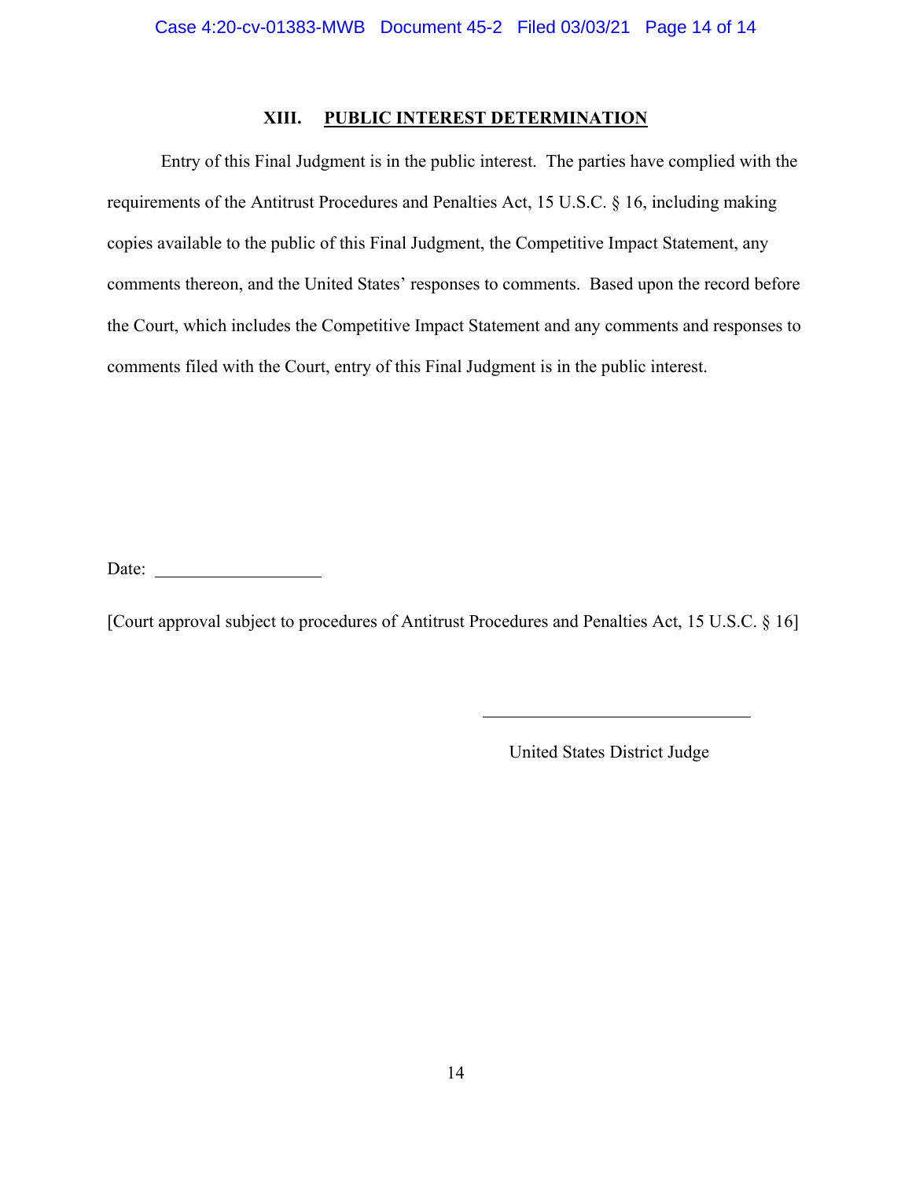## XIII. PUBLIC INTEREST DETERMINATION

Entry of this Final Judgment is in the public interest. The parties have complied with the requirements of the Antitrust Procedures and Penalties Act, 15 U.S.C. § 16, including making copies available to the public of this Final Judgment, the Competitive Impact Statement, any comments thereon, and the United States' responses to comments. Based upon the record before the Court, which includes the Competitive Impact Statement and any comments and responses to comments filed with the Court, entry of this Final Judgment is in the public interest.

Date: ____________________

[Court approval subject to procedures of Antitrust Procedures and Penalties Act, 15 U.S.C. § 16]

______________________________

United States District Judge